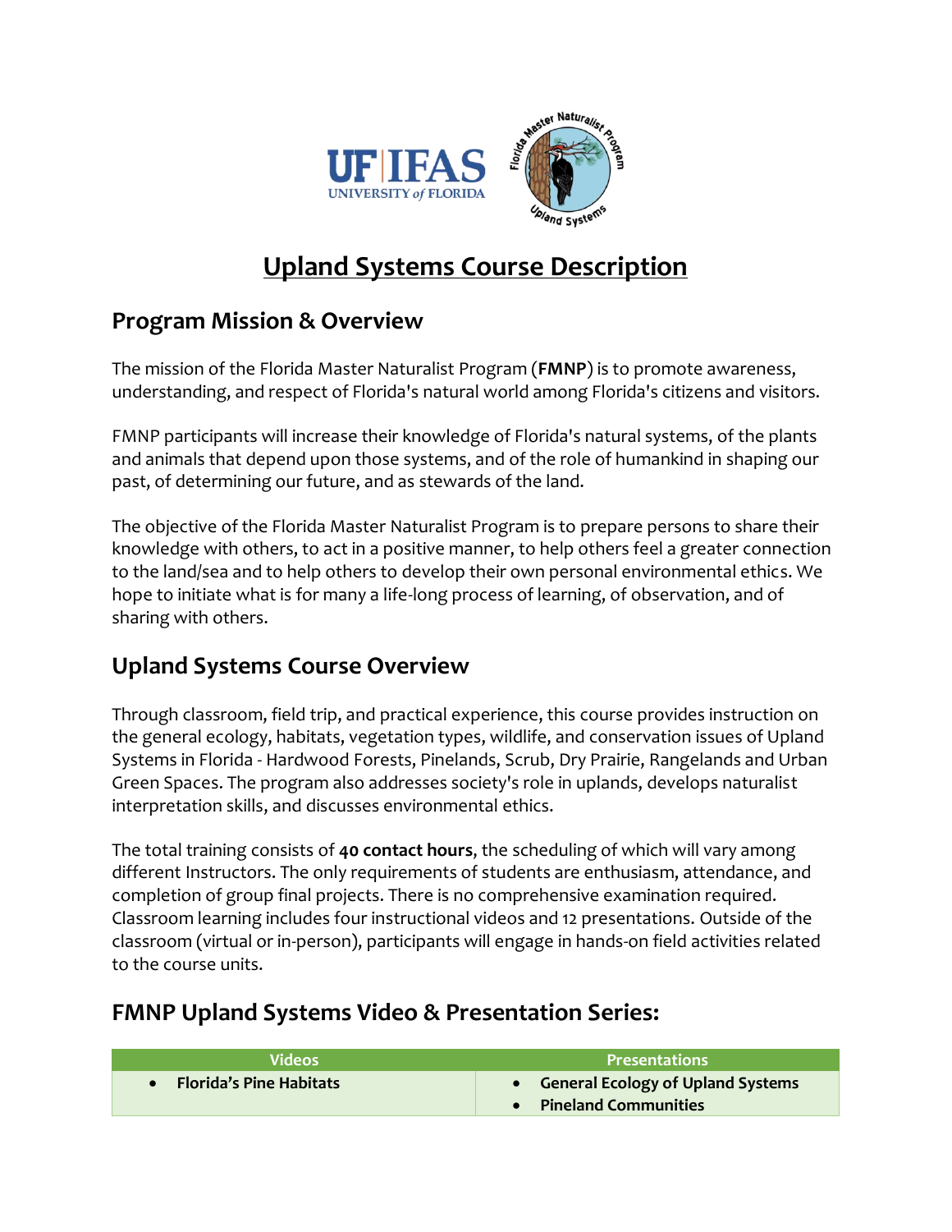# Upland Systems Course Description

## Program Mission & Overview

The mission of the Florida Master Naturalist Program (**FMNP**) is to promote awareness, understanding, and respect of Florida's natural world among Florida's citizens and visitors.

FMNP participants will increase their knowledge of Florida's natural systems, of the plants and animals that depend upon those systems, and of the role of humankind in shaping our past, of determining our future, and as stewards of the land.

The objective of the Florida Master Naturalist Program is to prepare persons to share their knowledge with others, to act in a positive manner, to help others feel a greater connection to the land/sea and to help others to develop their own personal environmental ethics. We hope to initiate what is for many a life-long process of learning, of observation, and of sharing with others.

## Upland Systems Course Overview

Through classroom, field trip, and practical experience, this course provides instruction on the general ecology, habitats, vegetation types, wildlife, and conservation issues of Upland Systems in Florida - Hardwood Forests, Pinelands, Scrub, Dry Prairie, Rangelands and Urban Green Spaces. The program also addresses society's role in uplands, develops naturalist interpretation skills, and discusses environmental ethics.

The total training consists of **40 contact hours**, the scheduling of which will vary among different Instructors. The only requirements of students are enthusiasm, attendance, and completion of group final projects. There is no comprehensive examination required. Classroom learning includes four instructional videos and 12 presentations. Outside of the classroom (virtual or in-person), participants will engage in hands-on field activities related to the course units.

## FMNP Upland Systems Video & Presentation Series:

| Videos | Presentations |
| --- | --- |
| • **Florida's Pine Habitats** | • **General Ecology of Upland Systems**<br>• **Pineland Communities** |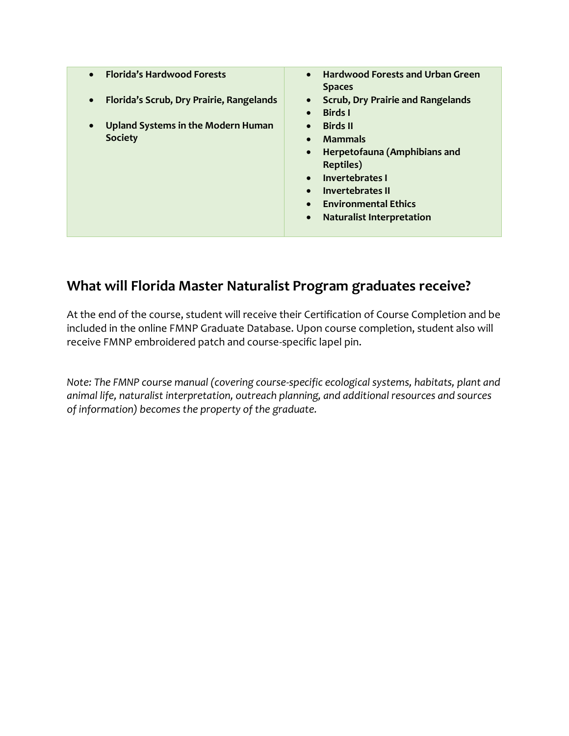| | |
|---|---|
| • **Florida's Hardwood Forests**<br>• **Florida's Scrub, Dry Prairie, Rangelands**<br>• **Upland Systems in the Modern Human Society** | • **Hardwood Forests and Urban Green Spaces**<br>• **Scrub, Dry Prairie and Rangelands**<br>• **Birds I**<br>• **Birds II**<br>• **Mammals**<br>• **Herpetofauna (Amphibians and Reptiles)**<br>• **Invertebrates I**<br>• **Invertebrates II**<br>• **Environmental Ethics**<br>• **Naturalist Interpretation** |

## What will Florida Master Naturalist Program graduates receive?

At the end of the course, student will receive their Certification of Course Completion and be included in the online FMNP Graduate Database. Upon course completion, student also will receive FMNP embroidered patch and course-specific lapel pin.

*Note: The FMNP course manual (covering course-specific ecological systems, habitats, plant and animal life, naturalist interpretation, outreach planning, and additional resources and sources of information) becomes the property of the graduate.*